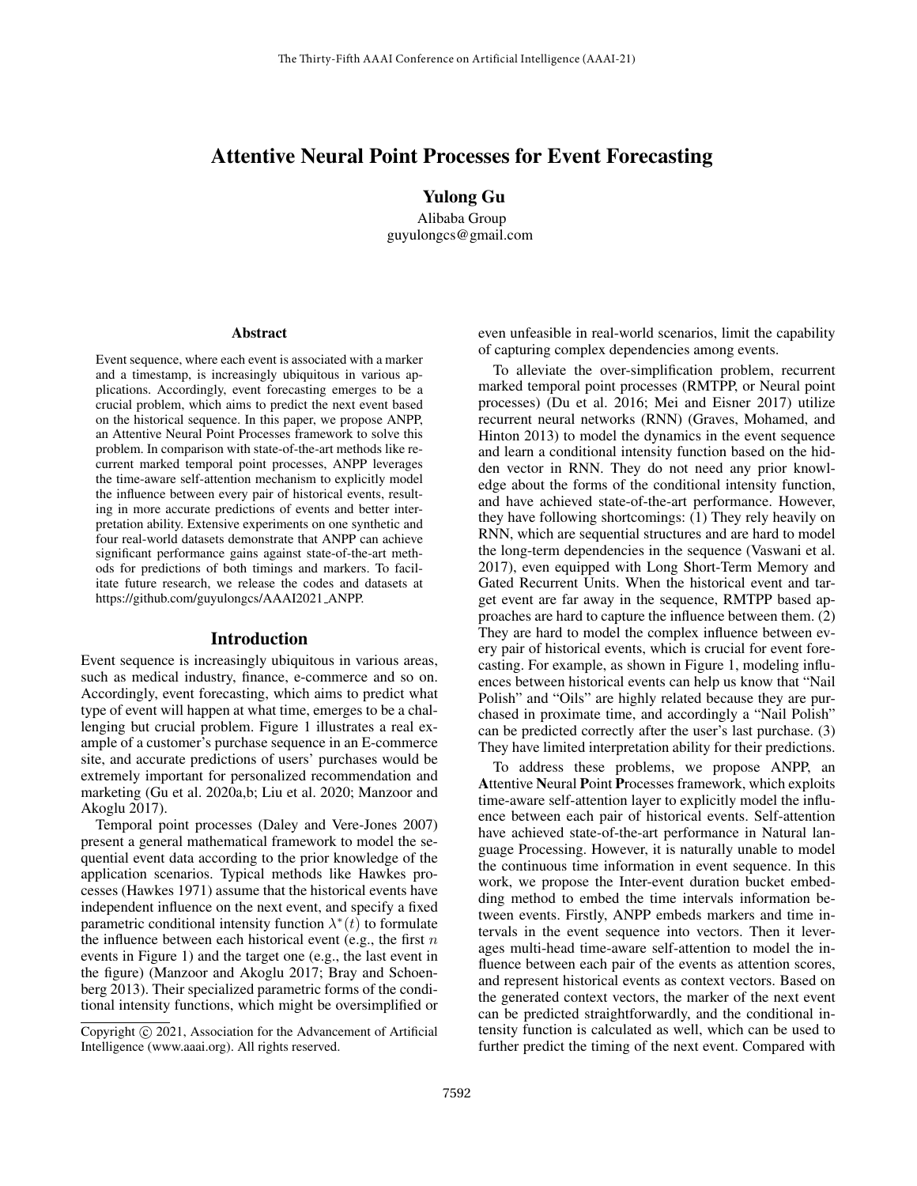# Attentive Neural Point Processes for Event Forecasting

**Yulong Gu**

Alibaba Group
guyulongcs@gmail.com

## Abstract

Event sequence, where each event is associated with a marker and a timestamp, is increasingly ubiquitous in various applications. Accordingly, event forecasting emerges to be a crucial problem, which aims to predict the next event based on the historical sequence. In this paper, we propose ANPP, an Attentive Neural Point Processes framework to solve this problem. In comparison with state-of-the-art methods like recurrent marked temporal point processes, ANPP leverages the time-aware self-attention mechanism to explicitly model the influence between every pair of historical events, resulting in more accurate predictions of events and better interpretation ability. Extensive experiments on one synthetic and four real-world datasets demonstrate that ANPP can achieve significant performance gains against state-of-the-art methods for predictions of both timings and markers. To facilitate future research, we release the codes and datasets at https://github.com/guyulongcs/AAAI2021_ANPP.

## Introduction

Event sequence is increasingly ubiquitous in various areas, such as medical industry, finance, e-commerce and so on. Accordingly, event forecasting, which aims to predict what type of event will happen at what time, emerges to be a challenging but crucial problem. Figure 1 illustrates a real example of a customer's purchase sequence in an E-commerce site, and accurate predictions of users' purchases would be extremely important for personalized recommendation and marketing (Gu et al. 2020a,b; Liu et al. 2020; Manzoor and Akoglu 2017).

Temporal point processes (Daley and Vere-Jones 2007) present a general mathematical framework to model the sequential event data according to the prior knowledge of the application scenarios. Typical methods like Hawkes processes (Hawkes 1971) assume that the historical events have independent influence on the next event, and specify a fixed parametric conditional intensity function $\lambda^*(t)$ to formulate the influence between each historical event (e.g., the first $n$ events in Figure 1) and the target one (e.g., the last event in the figure) (Manzoor and Akoglu 2017; Bray and Schoenberg 2013). Their specialized parametric forms of the conditional intensity functions, which might be oversimplified or even unfeasible in real-world scenarios, limit the capability of capturing complex dependencies among events.

To alleviate the over-simplification problem, recurrent marked temporal point processes (RMTPP, or Neural point processes) (Du et al. 2016; Mei and Eisner 2017) utilize recurrent neural networks (RNN) (Graves, Mohamed, and Hinton 2013) to model the dynamics in the event sequence and learn a conditional intensity function based on the hidden vector in RNN. They do not need any prior knowledge about the forms of the conditional intensity function, and have achieved state-of-the-art performance. However, they have following shortcomings: (1) They rely heavily on RNN, which are sequential structures and are hard to model the long-term dependencies in the sequence (Vaswani et al. 2017), even equipped with Long Short-Term Memory and Gated Recurrent Units. When the historical event and target event are far away in the sequence, RMTPP based approaches are hard to capture the influence between them. (2) They are hard to model the complex influence between every pair of historical events, which is crucial for event forecasting. For example, as shown in Figure 1, modeling influences between historical events can help us know that "Nail Polish" and "Oils" are highly related because they are purchased in proximate time, and accordingly a "Nail Polish" can be predicted correctly after the user's last purchase. (3) They have limited interpretation ability for their predictions.

To address these problems, we propose ANPP, an **A**ttentive **N**eural **P**oint **P**rocesses framework, which exploits time-aware self-attention layer to explicitly model the influence between each pair of historical events. Self-attention have achieved state-of-the-art performance in Natural language Processing. However, it is naturally unable to model the continuous time information in event sequence. In this work, we propose the Inter-event duration bucket embedding method to embed the time intervals information between events. Firstly, ANPP embeds markers and time intervals in the event sequence into vectors. Then it leverages multi-head time-aware self-attention to model the influence between each pair of the events as attention scores, and represent historical events as context vectors. Based on the generated context vectors, the marker of the next event can be predicted straightforwardly, and the conditional intensity function is calculated as well, which can be used to further predict the timing of the next event. Compared with

Copyright © 2021, Association for the Advancement of Artificial Intelligence (www.aaai.org). All rights reserved.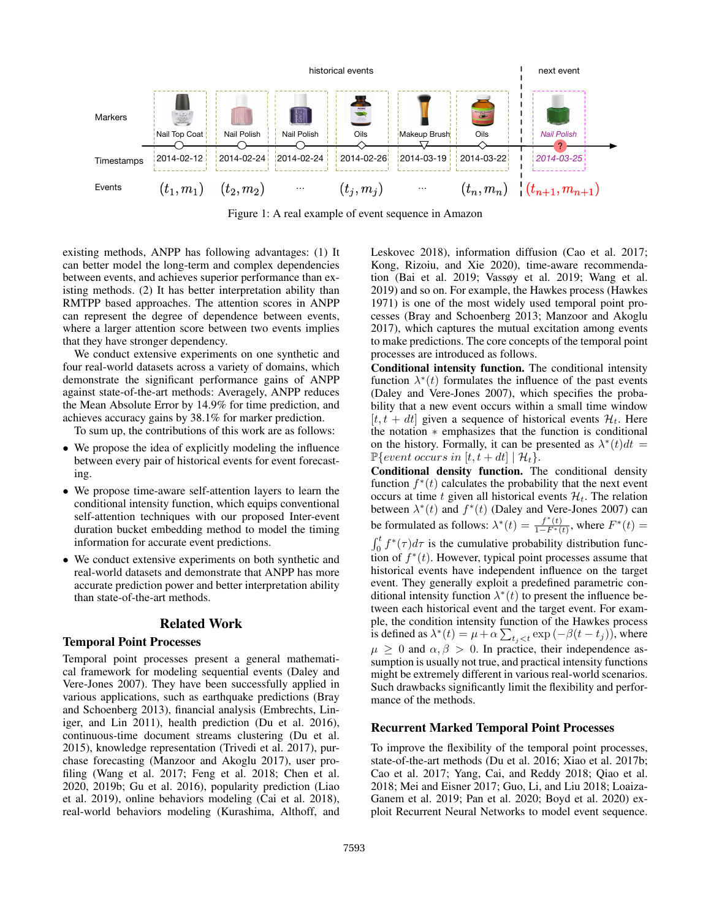Figure 1: A real example of event sequence in Amazon

existing methods, ANPP has following advantages: (1) It can better model the long-term and complex dependencies between events, and achieves superior performance than existing methods. (2) It has better interpretation ability than RMTPP based approaches. The attention scores in ANPP can represent the degree of dependence between events, where a larger attention score between two events implies that they have stronger dependency.

We conduct extensive experiments on one synthetic and four real-world datasets across a variety of domains, which demonstrate the significant performance gains of ANPP against state-of-the-art methods: Averagely, ANPP reduces the Mean Absolute Error by 14.9% for time prediction, and achieves accuracy gains by 38.1% for marker prediction.

To sum up, the contributions of this work are as follows:

- We propose the idea of explicitly modeling the influence between every pair of historical events for event forecasting.
- We propose time-aware self-attention layers to learn the conditional intensity function, which equips conventional self-attention techniques with our proposed Inter-event duration bucket embedding method to model the timing information for accurate event predictions.
- We conduct extensive experiments on both synthetic and real-world datasets and demonstrate that ANPP has more accurate prediction power and better interpretation ability than state-of-the-art methods.

## Related Work

### Temporal Point Processes

Temporal point processes present a general mathematical framework for modeling sequential events (Daley and Vere-Jones 2007). They have been successfully applied in various applications, such as earthquake predictions (Bray and Schoenberg 2013), financial analysis (Embrechts, Liniger, and Lin 2011), health prediction (Du et al. 2016), continuous-time document streams clustering (Du et al. 2015), knowledge representation (Trivedi et al. 2017), purchase forecasting (Manzoor and Akoglu 2017), user profiling (Wang et al. 2017; Feng et al. 2018; Chen et al. 2020, 2019b; Gu et al. 2016), popularity prediction (Liao et al. 2019), online behaviors modeling (Cai et al. 2018), real-world behaviors modeling (Kurashima, Althoff, and Leskovec 2018), information diffusion (Cao et al. 2017; Kong, Rizoiu, and Xie 2020), time-aware recommendation (Bai et al. 2019; Vassøy et al. 2019; Wang et al. 2019) and so on. For example, the Hawkes process (Hawkes 1971) is one of the most widely used temporal point processes (Bray and Schoenberg 2013; Manzoor and Akoglu 2017), which captures the mutual excitation among events to make predictions. The core concepts of the temporal point processes are introduced as follows.

**Conditional intensity function.** The conditional intensity function $\lambda^*(t)$ formulates the influence of the past events (Daley and Vere-Jones 2007), which specifies the probability that a new event occurs within a small time window $[t, t + dt]$ given a sequence of historical events $\mathcal{H}_t$. Here the notation $*$ emphasizes that the function is conditional on the history. Formally, it can be presented as $\lambda^*(t)dt = \mathbb{P}\{event\ occurs\ in\ [t, t + dt] \mid \mathcal{H}_t\}$.

**Conditional density function.** The conditional density function $f^*(t)$ calculates the probability that the next event occurs at time $t$ given all historical events $\mathcal{H}_t$. The relation between $\lambda^*(t)$ and $f^*(t)$ (Daley and Vere-Jones 2007) can be formulated as follows: $\lambda^*(t) = \frac{f^*(t)}{1-F^*(t)}$, where $F^*(t) = \int_0^t f^*(\tau)d\tau$ is the cumulative probability distribution function of $f^*(t)$. However, typical point processes assume that historical events have independent influence on the target event. They generally exploit a predefined parametric conditional intensity function $\lambda^*(t)$ to present the influence between each historical event and the target event. For example, the condition intensity function of the Hawkes process is defined as $\lambda^*(t) = \mu + \alpha \sum_{t_j < t} \exp(-\beta(t - t_j))$, where $\mu \geq 0$ and $\alpha, \beta > 0$. In practice, their independence assumption is usually not true, and practical intensity functions might be extremely different in various real-world scenarios. Such drawbacks significantly limit the flexibility and performance of the methods.

### Recurrent Marked Temporal Point Processes

To improve the flexibility of the temporal point processes, state-of-the-art methods (Du et al. 2016; Xiao et al. 2017b; Cao et al. 2017; Yang, Cai, and Reddy 2018; Qiao et al. 2018; Mei and Eisner 2017; Guo, Li, and Liu 2018; Loaiza-Ganem et al. 2019; Pan et al. 2020; Boyd et al. 2020) exploit Recurrent Neural Networks to model event sequence.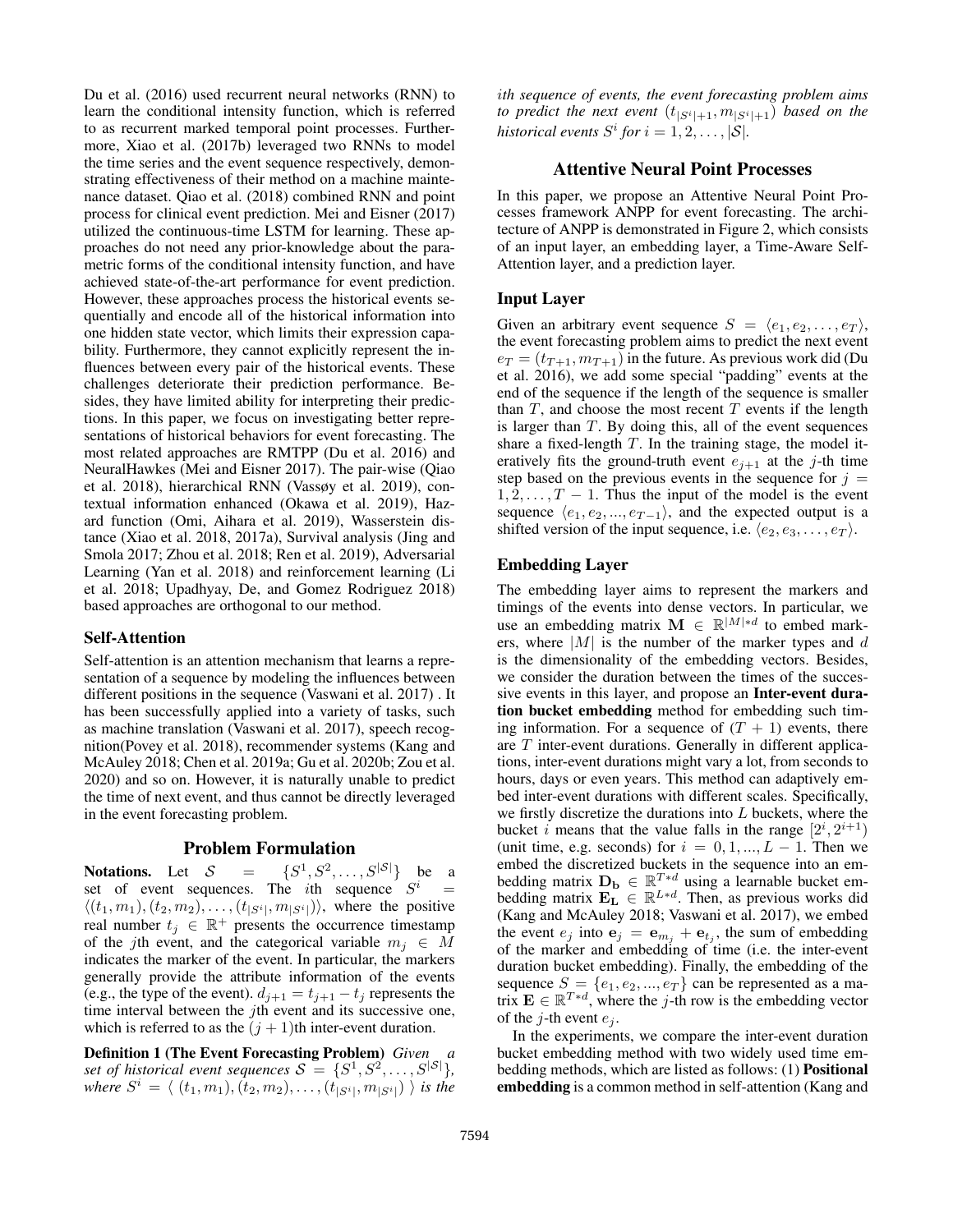Du et al. (2016) used recurrent neural networks (RNN) to learn the conditional intensity function, which is referred to as recurrent marked temporal point processes. Furthermore, Xiao et al. (2017b) leveraged two RNNs to model the time series and the event sequence respectively, demonstrating effectiveness of their method on a machine maintenance dataset. Qiao et al. (2018) combined RNN and point process for clinical event prediction. Mei and Eisner (2017) utilized the continuous-time LSTM for learning. These approaches do not need any prior-knowledge about the parametric forms of the conditional intensity function, and have achieved state-of-the-art performance for event prediction. However, these approaches process the historical events sequentially and encode all of the historical information into one hidden state vector, which limits their expression capability. Furthermore, they cannot explicitly represent the influences between every pair of the historical events. These challenges deteriorate their prediction performance. Besides, they have limited ability for interpreting their predictions. In this paper, we focus on investigating better representations of historical behaviors for event forecasting. The most related approaches are RMTPP (Du et al. 2016) and NeuralHawkes (Mei and Eisner 2017). The pair-wise (Qiao et al. 2018), hierarchical RNN (Vassøy et al. 2019), contextual information enhanced (Okawa et al. 2019), Hazard function (Omi, Aihara et al. 2019), Wasserstein distance (Xiao et al. 2018, 2017a), Survival analysis (Jing and Smola 2017; Zhou et al. 2018; Ren et al. 2019), Adversarial Learning (Yan et al. 2018) and reinforcement learning (Li et al. 2018; Upadhyay, De, and Gomez Rodriguez 2018) based approaches are orthogonal to our method.

### Self-Attention

Self-attention is an attention mechanism that learns a representation of a sequence by modeling the influences between different positions in the sequence (Vaswani et al. 2017) . It has been successfully applied into a variety of tasks, such as machine translation (Vaswani et al. 2017), speech recognition(Povey et al. 2018), recommender systems (Kang and McAuley 2018; Chen et al. 2019a; Gu et al. 2020b; Zou et al. 2020) and so on. However, it is naturally unable to predict the time of next event, and thus cannot be directly leveraged in the event forecasting problem.

## Problem Formulation

**Notations.** Let $\mathcal{S} = \{S^1, S^2, \ldots, S^{|\mathcal{S}|}\}$ be a set of event sequences. The $i$th sequence $S^i = \langle(t_1, m_1), (t_2, m_2), \ldots, (t_{|S^i|}, m_{|S^i|})\rangle$, where the positive real number $t_j \in \mathbb{R}^+$ presents the occurrence timestamp of the $j$th event, and the categorical variable $m_j \in M$ indicates the marker of the event. In particular, the markers generally provide the attribute information of the events (e.g., the type of the event). $d_{j+1} = t_{j+1} - t_j$ represents the time interval between the $j$th event and its successive one, which is referred to as the $(j+1)$th inter-event duration.

**Definition 1 (The Event Forecasting Problem)** *Given a set of historical event sequences $\mathcal{S} = \{S^1, S^2, \ldots, S^{|\mathcal{S}|}\}$, where $S^i = \langle\, (t_1, m_1), (t_2, m_2), \ldots, (t_{|S^i|}, m_{|S^i|})\, \rangle$ is the $i$th sequence of events, the event forecasting problem aims to predict the next event $(t_{|S^i|+1}, m_{|S^i|+1})$ based on the historical events $S^i$ for $i = 1, 2, \ldots, |\mathcal{S}|$.*

## Attentive Neural Point Processes

In this paper, we propose an Attentive Neural Point Processes framework ANPP for event forecasting. The architecture of ANPP is demonstrated in Figure 2, which consists of an input layer, an embedding layer, a Time-Aware Self-Attention layer, and a prediction layer.

### Input Layer

Given an arbitrary event sequence $S = \langle e_1, e_2, \ldots, e_T\rangle$, the event forecasting problem aims to predict the next event $e_T = (t_{T+1}, m_{T+1})$ in the future. As previous work did (Du et al. 2016), we add some special "padding" events at the end of the sequence if the length of the sequence is smaller than $T$, and choose the most recent $T$ events if the length is larger than $T$. By doing this, all of the event sequences share a fixed-length $T$. In the training stage, the model iteratively fits the ground-truth event $e_{j+1}$ at the $j$-th time step based on the previous events in the sequence for $j = 1, 2, \ldots, T-1$. Thus the input of the model is the event sequence $\langle e_1, e_2, ..., e_{T-1}\rangle$, and the expected output is a shifted version of the input sequence, i.e. $\langle e_2, e_3, \ldots, e_T\rangle$.

### Embedding Layer

The embedding layer aims to represent the markers and timings of the events into dense vectors. In particular, we use an embedding matrix $\mathbf{M} \in \mathbb{R}^{|M|*d}$ to embed markers, where $|M|$ is the number of the marker types and $d$ is the dimensionality of the embedding vectors. Besides, we consider the duration between the times of the successive events in this layer, and propose an **Inter-event duration bucket embedding** method for embedding such timing information. For a sequence of $(T+1)$ events, there are $T$ inter-event durations. Generally in different applications, inter-event durations might vary a lot, from seconds to hours, days or even years. This method can adaptively embed inter-event durations with different scales. Specifically, we firstly discretize the durations into $L$ buckets, where the bucket $i$ means that the value falls in the range $[2^i, 2^{i+1})$ (unit time, e.g. seconds) for $i = 0, 1, ..., L-1$. Then we embed the discretized buckets in the sequence into an embedding matrix $\mathbf{D_b} \in \mathbb{R}^{T*d}$ using a learnable bucket embedding matrix $\mathbf{E_L} \in \mathbb{R}^{L*d}$. Then, as previous works did (Kang and McAuley 2018; Vaswani et al. 2017), we embed the event $e_j$ into $\mathbf{e}_j = \mathbf{e}_{m_j} + \mathbf{e}_{t_j}$, the sum of embedding of the marker and embedding of time (i.e. the inter-event duration bucket embedding). Finally, the embedding of the sequence $S = \{e_1, e_2, ..., e_T\}$ can be represented as a matrix $\mathbf{E} \in \mathbb{R}^{T*d}$, where the $j$-th row is the embedding vector of the $j$-th event $e_j$.

In the experiments, we compare the inter-event duration bucket embedding method with two widely used time embedding methods, which are listed as follows: (1) **Positional embedding** is a common method in self-attention (Kang and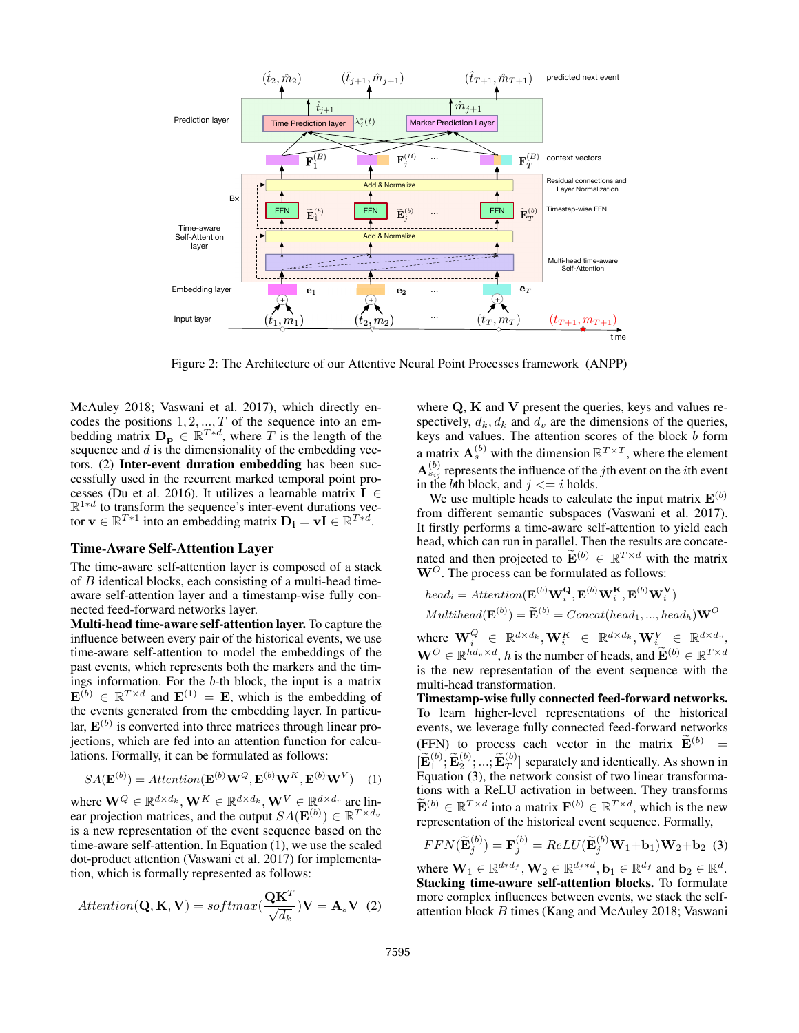Figure 2: The Architecture of our Attentive Neural Point Processes framework (ANPP)

McAuley 2018; Vaswani et al. 2017), which directly encodes the positions $1, 2, ..., T$ of the sequence into an embedding matrix $\mathbf{D_p} \in \mathbb{R}^{T*d}$, where $T$ is the length of the sequence and $d$ is the dimensionality of the embedding vectors. (2) **Inter-event duration embedding** has been successfully used in the recurrent marked temporal point processes (Du et al. 2016). It utilizes a learnable matrix $\mathbf{I} \in \mathbb{R}^{1*d}$ to transform the sequence's inter-event durations vector $\mathbf{v} \in \mathbb{R}^{T*1}$ into an embedding matrix $\mathbf{D_i} = \mathbf{vI} \in \mathbb{R}^{T*d}$.

## Time-Aware Self-Attention Layer

The time-aware self-attention layer is composed of a stack of $B$ identical blocks, each consisting of a multi-head time-aware self-attention layer and a timestamp-wise fully connected feed-forward networks layer.

**Multi-head time-aware self-attention layer.** To capture the influence between every pair of the historical events, we use time-aware self-attention to model the embeddings of the past events, which represents both the markers and the timings information. For the $b$-th block, the input is a matrix $\mathbf{E}^{(b)} \in \mathbb{R}^{T\times d}$ and $\mathbf{E}^{(1)} = \mathbf{E}$, which is the embedding of the events generated from the embedding layer. In particular, $\mathbf{E}^{(b)}$ is converted into three matrices through linear projections, which are fed into an attention function for calculations. Formally, it can be formulated as follows:

$$SA(\mathbf{E}^{(b)}) = Attention(\mathbf{E}^{(b)}\mathbf{W}^Q, \mathbf{E}^{(b)}\mathbf{W}^K, \mathbf{E}^{(b)}\mathbf{W}^V) \quad (1)$$

where $\mathbf{W}^Q \in \mathbb{R}^{d\times d_k}$, $\mathbf{W}^K \in \mathbb{R}^{d\times d_k}$, $\mathbf{W}^V \in \mathbb{R}^{d\times d_v}$ are linear projection matrices, and the output $SA(\mathbf{E}^{(b)}) \in \mathbb{R}^{T\times d_v}$ is a new representation of the event sequence based on the time-aware self-attention. In Equation (1), we use the scaled dot-product attention (Vaswani et al. 2017) for implementation, which is formally represented as follows:

$$Attention(\mathbf{Q}, \mathbf{K}, \mathbf{V}) = softmax(\frac{\mathbf{Q}\mathbf{K}^T}{\sqrt{d_k}})\mathbf{V} = \mathbf{A}_s\mathbf{V} \quad (2)$$

where $\mathbf{Q}$, $\mathbf{K}$ and $\mathbf{V}$ present the queries, keys and values respectively, $d_k$, $d_k$ and $d_v$ are the dimensions of the queries, keys and values. The attention scores of the block $b$ form a matrix $\mathbf{A}_s^{(b)}$ with the dimension $\mathbb{R}^{T\times T}$, where the element $\mathbf{A}_{s_{ij}}^{(b)}$ represents the influence of the $j$th event on the $i$th event in the $b$th block, and $j <= i$ holds.

We use multiple heads to calculate the input matrix $\mathbf{E}^{(b)}$ from different semantic subspaces (Vaswani et al. 2017). It firstly performs a time-aware self-attention to yield each head, which can run in parallel. Then the results are concatenated and then projected to $\widetilde{\mathbf{E}}^{(b)} \in \mathbb{R}^{T\times d}$ with the matrix $\mathbf{W}^O$. The process can be formulated as follows:

$$head_i = Attention(\mathbf{E}^{(b)}\mathbf{W}_i^{\mathbf{Q}}, \mathbf{E}^{(b)}\mathbf{W}_i^{\mathbf{K}}, \mathbf{E}^{(b)}\mathbf{W}_i^{\mathbf{V}})$$

$$Multihead(\mathbf{E}^{(b)}) = \widetilde{\mathbf{E}}^{(b)} = Concat(head_1, ..., head_h)\mathbf{W}^O$$

where $\mathbf{W}_i^Q \in \mathbb{R}^{d\times d_k}$, $\mathbf{W}_i^K \in \mathbb{R}^{d\times d_k}$, $\mathbf{W}_i^V \in \mathbb{R}^{d\times d_v}$, $\mathbf{W}^O \in \mathbb{R}^{hd_v\times d}$, $h$ is the number of heads, and $\widetilde{\mathbf{E}}^{(b)} \in \mathbb{R}^{T\times d}$ is the new representation of the event sequence with the multi-head transformation.

**Timestamp-wise fully connected feed-forward networks.** To learn higher-level representations of the historical events, we leverage fully connected feed-forward networks (FFN) to process each vector in the matrix $\widetilde{\mathbf{E}}^{(b)} = [\widetilde{\mathbf{E}}_1^{(b)}; \widetilde{\mathbf{E}}_2^{(b)}; ...; \widetilde{\mathbf{E}}_T^{(b)}]$ separately and identically. As shown in Equation (3), the network consist of two linear transformations with a ReLU activation in between. They transforms $\widetilde{\mathbf{E}}^{(b)} \in \mathbb{R}^{T\times d}$ into a matrix $\mathbf{F}^{(b)} \in \mathbb{R}^{T\times d}$, which is the new representation of the historical event sequence. Formally,

$$FFN(\widetilde{\mathbf{E}}_j^{(b)}) = \mathbf{F}_j^{(b)} = ReLU(\widetilde{\mathbf{E}}_j^{(b)}\mathbf{W}_1 + \mathbf{b}_1)\mathbf{W}_2 + \mathbf{b}_2 \quad (3)$$

where $\mathbf{W}_1 \in \mathbb{R}^{d*d_f}$, $\mathbf{W}_2 \in \mathbb{R}^{d_f*d}$, $\mathbf{b}_1 \in \mathbb{R}^{d_f}$ and $\mathbf{b}_2 \in \mathbb{R}^{d}$.

**Stacking time-aware self-attention blocks.** To formulate more complex influences between events, we stack the self-attention block $B$ times (Kang and McAuley 2018; Vaswani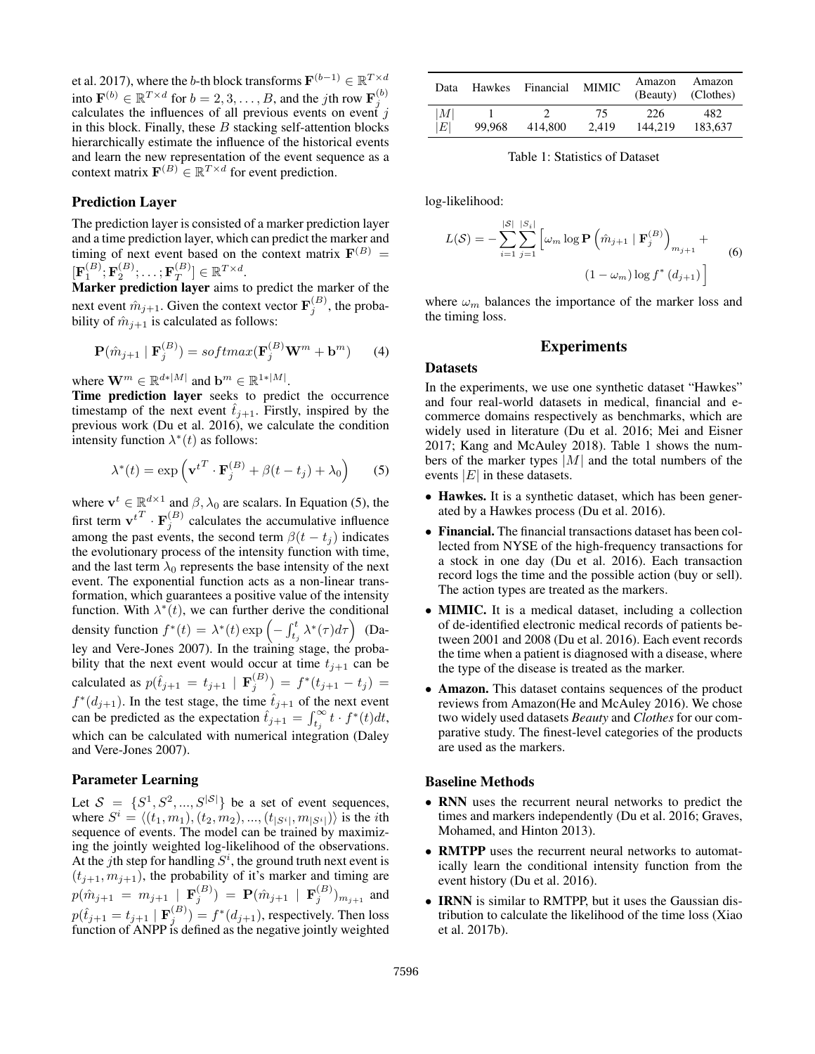et al. 2017), where the $b$-th block transforms $\mathbf{F}^{(b-1)} \in \mathbb{R}^{T\times d}$ into $\mathbf{F}^{(b)} \in \mathbb{R}^{T\times d}$ for $b = 2, 3, \ldots, B$, and the $j$th row $\mathbf{F}_j^{(b)}$ calculates the influences of all previous events on event $j$ in this block. Finally, these $B$ stacking self-attention blocks hierarchically estimate the influence of the historical events and learn the new representation of the event sequence as a context matrix $\mathbf{F}^{(B)} \in \mathbb{R}^{T\times d}$ for event prediction.

### Prediction Layer

The prediction layer is consisted of a marker prediction layer and a time prediction layer, which can predict the marker and timing of next event based on the context matrix $\mathbf{F}^{(B)} = [\mathbf{F}_1^{(B)}; \mathbf{F}_2^{(B)}; \ldots; \mathbf{F}_T^{(B)}] \in \mathbb{R}^{T\times d}$.

**Marker prediction layer** aims to predict the marker of the next event $\hat{m}_{j+1}$. Given the context vector $\mathbf{F}_j^{(B)}$, the probability of $\hat{m}_{j+1}$ is calculated as follows:

$$\mathbf{P}(\hat{m}_{j+1} \mid \mathbf{F}_j^{(B)}) = softmax(\mathbf{F}_j^{(B)}\mathbf{W}^m + \mathbf{b}^m) \tag{4}$$

where $\mathbf{W}^m \in \mathbb{R}^{d*|M|}$ and $\mathbf{b}^m \in \mathbb{R}^{1*|M|}$.

**Time prediction layer** seeks to predict the occurrence timestamp of the next event $\hat{t}_{j+1}$. Firstly, inspired by the previous work (Du et al. 2016), we calculate the condition intensity function $\lambda^*(t)$ as follows:

$$\lambda^*(t) = \exp\left(\mathbf{v}^{t^T} \cdot \mathbf{F}_j^{(B)} + \beta(t - t_j) + \lambda_0\right) \tag{5}$$

where $\mathbf{v}^t \in \mathbb{R}^{d\times 1}$ and $\beta, \lambda_0$ are scalars. In Equation (5), the first term $\mathbf{v}^{t^T} \cdot \mathbf{F}_j^{(B)}$ calculates the accumulative influence among the past events, the second term $\beta(t - t_j)$ indicates the evolutionary process of the intensity function with time, and the last term $\lambda_0$ represents the base intensity of the next event. The exponential function acts as a non-linear transformation, which guarantees a positive value of the intensity function. With $\lambda^*(t)$, we can further derive the conditional density function $f^*(t) = \lambda^*(t) \exp\left(-\int_{t_j}^{t} \lambda^*(\tau) d\tau\right)$ (Daley and Vere-Jones 2007). In the training stage, the probability that the next event would occur at time $t_{j+1}$ can be calculated as $p(\hat{t}_{j+1} = t_{j+1} \mid \mathbf{F}_j^{(B)}) = f^*(t_{j+1} - t_j) = f^*(d_{j+1})$. In the test stage, the time $\hat{t}_{j+1}$ of the next event can be predicted as the expectation $\hat{t}_{j+1} = \int_{t_j}^{\infty} t \cdot f^*(t) dt$, which can be calculated with numerical integration (Daley and Vere-Jones 2007).

### Parameter Learning

Let $\mathcal{S} = \{S^1, S^2, ..., S^{|\mathcal{S}|}\}$ be a set of event sequences, where $S^i = \langle (t_1, m_1), (t_2, m_2), ..., (t_{|S^i|}, m_{|S^i|}) \rangle$ is the $i$th sequence of events. The model can be trained by maximizing the jointly weighted log-likelihood of the observations. At the $j$th step for handling $S^i$, the ground truth next event is $(t_{j+1}, m_{j+1})$, the probability of it's marker and timing are $p(\hat{m}_{j+1} = m_{j+1} \mid \mathbf{F}_j^{(B)}) = \mathbf{P}(\hat{m}_{j+1} \mid \mathbf{F}_j^{(B)})_{m_{j+1}}$ and $p(\hat{t}_{j+1} = t_{j+1} \mid \mathbf{F}_j^{(B)}) = f^*(d_{j+1})$, respectively. Then loss function of ANPP is defined as the negative jointly weighted log-likelihood:

$$L(\mathcal{S}) = -\sum_{i=1}^{|\mathcal{S}|}\sum_{j=1}^{|S_i|}\Big[\omega_m \log \mathbf{P}\left(\hat{m}_{j+1} \mid \mathbf{F}_j^{(B)}\right)_{m_{j+1}} + (1-\omega_m)\log f^*(d_{j+1})\Big] \tag{6}$$

where $\omega_m$ balances the importance of the marker loss and the timing loss.

## Experiments

### Datasets

In the experiments, we use one synthetic dataset "Hawkes" and four real-world datasets in medical, financial and e-commerce domains respectively as benchmarks, which are widely used in literature (Du et al. 2016; Mei and Eisner 2017; Kang and McAuley 2018). Table 1 shows the numbers of the marker types $|M|$ and the total numbers of the events $|E|$ in these datasets.

| Data | Hawkes | Financial | MIMIC | Amazon (Beauty) | Amazon (Clothes) |
|---|---|---|---|---|---|
| $\lvert M \rvert$ | 1 | 2 | 75 | 226 | 482 |
| $\lvert E \rvert$ | 99,968 | 414,800 | 2,419 | 144,219 | 183,637 |

Table 1: Statistics of Dataset

- **Hawkes.** It is a synthetic dataset, which has been generated by a Hawkes process (Du et al. 2016).
- **Financial.** The financial transactions dataset has been collected from NYSE of the high-frequency transactions for a stock in one day (Du et al. 2016). Each transaction record logs the time and the possible action (buy or sell). The action types are treated as the markers.
- **MIMIC.** It is a medical dataset, including a collection of de-identified electronic medical records of patients between 2001 and 2008 (Du et al. 2016). Each event records the time when a patient is diagnosed with a disease, where the type of the disease is treated as the marker.
- **Amazon.** This dataset contains sequences of the product reviews from Amazon(He and McAuley 2016). We chose two widely used datasets *Beauty* and *Clothes* for our comparative study. The finest-level categories of the products are used as the markers.

### Baseline Methods

- **RNN** uses the recurrent neural networks to predict the times and markers independently (Du et al. 2016; Graves, Mohamed, and Hinton 2013).
- **RMTPP** uses the recurrent neural networks to automatically learn the conditional intensity function from the event history (Du et al. 2016).
- **IRNN** is similar to RMTPP, but it uses the Gaussian distribution to calculate the likelihood of the time loss (Xiao et al. 2017b).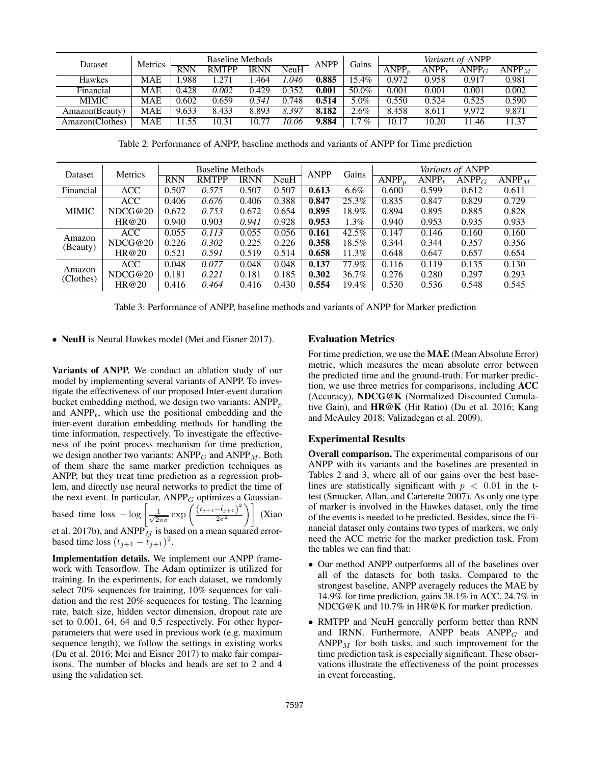| Dataset | Metrics | Baseline Methods | | | | ANPP | Gains | *Variants of* ANPP | | | |
|---|---|---|---|---|---|---|---|---|---|---|---|
| | | RNN | RMTPP | IRNN | NeuH | | | $\text{ANPP}_p$ | $\text{ANPP}_t$ | $\text{ANPP}_G$ | $\text{ANPP}_M$ |
| Hawkes | MAE | 1.988 | 1.271 | 1.464 | *1.046* | **0.885** | 15.4% | 0.972 | 0.958 | 0.917 | 0.981 |
| Financial | MAE | 0.428 | *0.002* | 0.429 | 0.352 | **0.001** | 50.0% | 0.001 | 0.001 | 0.001 | 0.002 |
| MIMIC | MAE | 0.602 | 0.659 | *0.541* | 0.748 | **0.514** | 5.0% | 0.550 | 0.524 | 0.525 | 0.590 |
| Amazon(Beauty) | MAE | 9.633 | 8.433 | 8.893 | *8.397* | **8.182** | 2.6% | 8.458 | 8.611 | 9.972 | 9.871 |
| Amazon(Clothes) | MAE | 11.55 | 10.31 | 10.77 | *10.06* | **9.884** | 1.7 % | 10.17 | 10.20 | 11.46 | 11.37 |

Table 2: Performance of ANPP, baseline methods and variants of ANPP for Time prediction

| Dataset | Metrics | Baseline Methods | | | | ANPP | Gains | *Variants of* ANPP | | | |
|---|---|---|---|---|---|---|---|---|---|---|---|
| | | RNN | RMTPP | IRNN | NeuH | | | $\text{ANPP}_p$ | $\text{ANPP}_t$ | $\text{ANPP}_G$ | $\text{ANPP}_M$ |
| Financial | ACC | 0.507 | *0.575* | 0.507 | 0.507 | **0.613** | 6.6% | 0.600 | 0.599 | 0.612 | 0.611 |
| MIMIC | ACC | 0.406 | *0.676* | 0.406 | 0.388 | **0.847** | 25.3% | 0.835 | 0.847 | 0.829 | 0.729 |
| | NDCG@20 | 0.672 | *0.753* | 0.672 | 0.654 | **0.895** | 18.9% | 0.894 | 0.895 | 0.885 | 0.828 |
| | HR@20 | 0.940 | 0.903 | *0.941* | 0.928 | **0.953** | 1.3% | 0.940 | 0.953 | 0.935 | 0.933 |
| Amazon (Beauty) | ACC | 0.055 | *0.113* | 0.055 | 0.056 | **0.161** | 42.5% | 0.147 | 0.146 | 0.160 | 0.160 |
| | NDCG@20 | 0.226 | *0.302* | 0.225 | 0.226 | **0.358** | 18.5% | 0.344 | 0.344 | 0.357 | 0.356 |
| | HR@20 | 0.521 | *0.591* | 0.519 | 0.514 | **0.658** | 11.3% | 0.648 | 0.647 | 0.657 | 0.654 |
| Amazon (Clothes) | ACC | 0.048 | *0.077* | 0.048 | 0.048 | **0.137** | 77.9% | 0.116 | 0.119 | 0.135 | 0.130 |
| | NDCG@20 | 0.181 | *0.221* | 0.181 | 0.185 | **0.302** | 36.7% | 0.276 | 0.280 | 0.297 | 0.293 |
| | HR@20 | 0.416 | *0.464* | 0.416 | 0.430 | **0.554** | 19.4% | 0.530 | 0.536 | 0.548 | 0.545 |

Table 3: Performance of ANPP, baseline methods and variants of ANPP for Marker prediction

- **NeuH** is Neural Hawkes model (Mei and Eisner 2017).

**Variants of ANPP.** We conduct an ablation study of our model by implementing several variants of ANPP. To investigate the effectiveness of our proposed Inter-event duration bucket embedding method, we design two variants: $\text{ANPP}_p$ and $\text{ANPP}_t$, which use the positional embedding and the inter-event duration embedding methods for handling the time information, respectively. To investigate the effectiveness of the point process mechanism for time prediction, we design another two variants: $\text{ANPP}_G$ and $\text{ANPP}_M$. Both of them share the same marker prediction techniques as ANPP, but they treat time prediction as a regression problem, and directly use neural networks to predict the time of the next event. In particular, $\text{ANPP}_G$ optimizes a Gaussian-based time loss $-\log\left[\frac{1}{\sqrt{2\pi}\sigma}\exp\left(\frac{\left(t_{j+1}-\hat{t}_{j+1}\right)^2}{-2\sigma^2}\right)\right]$ (Xiao et al. 2017b), and $\text{ANPP}_M$ is based on a mean squared error-based time loss $(t_{j+1}-\hat{t}_{j+1})^2$.

**Implementation details.** We implement our ANPP framework with Tensorflow. The Adam optimizer is utilized for training. In the experiments, for each dataset, we randomly select 70% sequences for training, 10% sequences for validation and the rest 20% sequences for testing. The learning rate, batch size, hidden vector dimension, dropout rate are set to 0.001, 64, 64 and 0.5 respectively. For other hyperparameters that were used in previous work (e.g. maximum sequence length), we follow the settings in existing works (Du et al. 2016; Mei and Eisner 2017) to make fair comparisons. The number of blocks and heads are set to 2 and 4 using the validation set.

## Evaluation Metrics

For time prediction, we use the **MAE** (Mean Absolute Error) metric, which measures the mean absolute error between the predicted time and the ground-truth. For marker prediction, we use three metrics for comparisons, including **ACC** (Accuracy), **NDCG@K** (Normalized Discounted Cumulative Gain), and **HR@K** (Hit Ratio) (Du et al. 2016; Kang and McAuley 2018; Valizadegan et al. 2009).

## Experimental Results

**Overall comparison.** The experimental comparisons of our ANPP with its variants and the baselines are presented in Tables 2 and 3, where all of our gains over the best baselines are statistically significant with $p < 0.01$ in the t-test (Smucker, Allan, and Carterette 2007). As only one type of marker is involved in the Hawkes dataset, only the time of the events is needed to be predicted. Besides, since the Financial dataset only contains two types of markers, we only need the ACC metric for the marker prediction task. From the tables we can find that:

- Our method ANPP outperforms all of the baselines over all of the datasets for both tasks. Compared to the strongest baseline, ANPP averagely reduces the MAE by 14.9% for time prediction, gains 38.1% in ACC, 24.7% in NDCG@K and 10.7% in HR@K for marker prediction.
- RMTPP and NeuH generally perform better than RNN and IRNN. Furthermore, ANPP beats $\text{ANPP}_G$ and $\text{ANPP}_M$ for both tasks, and such improvement for the time prediction task is especially significant. These observations illustrate the effectiveness of the point processes in event forecasting.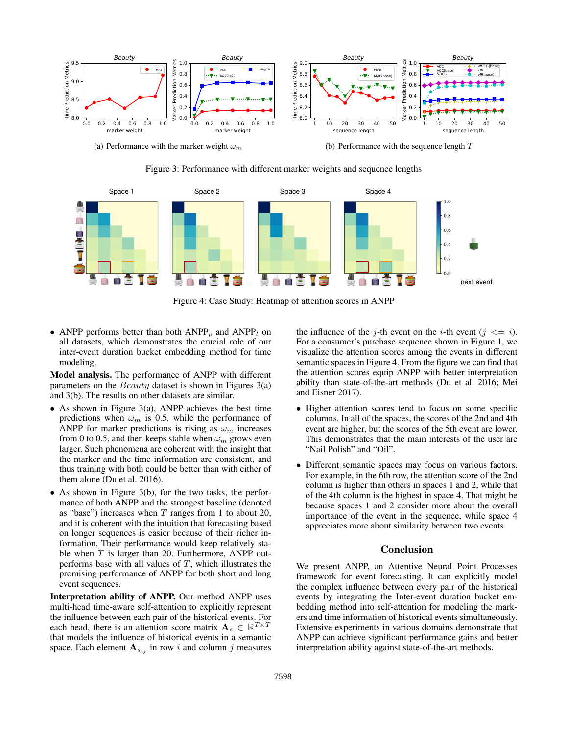(a) Performance with the marker weight $\omega_m$

(b) Performance with the sequence length $T$

Figure 3: Performance with different marker weights and sequence lengths

Figure 4: Case Study: Heatmap of attention scores in ANPP

- ANPP performs better than both ANPP$_p$ and ANPP$_t$ on all datasets, which demonstrates the crucial role of our inter-event duration bucket embedding method for time modeling.

**Model analysis.** The performance of ANPP with different parameters on the $Beauty$ dataset is shown in Figures 3(a) and 3(b). The results on other datasets are similar.

- As shown in Figure 3(a), ANPP achieves the best time predictions when $\omega_m$ is 0.5, while the performance of ANPP for marker predictions is rising as $\omega_m$ increases from 0 to 0.5, and then keeps stable when $\omega_m$ grows even larger. Such phenomena are coherent with the insight that the marker and the time information are consistent, and thus training with both could be better than with either of them alone (Du et al. 2016).
- As shown in Figure 3(b), for the two tasks, the performance of both ANPP and the strongest baseline (denoted as "base") increases when $T$ ranges from 1 to about 20, and it is coherent with the intuition that forecasting based on longer sequences is easier because of their richer information. Their performance would keep relatively stable when $T$ is larger than 20. Furthermore, ANPP outperforms base with all values of $T$, which illustrates the promising performance of ANPP for both short and long event sequences.

**Interpretation ability of ANPP.** Our method ANPP uses multi-head time-aware self-attention to explicitly represent the influence between each pair of the historical events. For each head, there is an attention score matrix $\mathbf{A}_s \in \mathbb{R}^{T \times T}$ that models the influence of historical events in a semantic space. Each element $\mathbf{A}_{s_{ij}}$ in row $i$ and column $j$ measures the influence of the $j$-th event on the $i$-th event ($j <= i$). For a consumer's purchase sequence shown in Figure 1, we visualize the attention scores among the events in different semantic spaces in Figure 4. From the figure we can find that the attention scores equip ANPP with better interpretation ability than state-of-the-art methods (Du et al. 2016; Mei and Eisner 2017).

- Higher attention scores tend to focus on some specific columns. In all of the spaces, the scores of the 2nd and 4th event are higher, but the scores of the 5th event are lower. This demonstrates that the main interests of the user are "Nail Polish" and "Oil".
- Different semantic spaces may focus on various factors. For example, in the 6th row, the attention score of the 2nd column is higher than others in spaces 1 and 2, while that of the 4th column is the highest in space 4. That might be because spaces 1 and 2 consider more about the overall importance of the event in the sequence, while space 4 appreciates more about similarity between two events.

## Conclusion

We present ANPP, an Attentive Neural Point Processes framework for event forecasting. It can explicitly model the complex influence between every pair of the historical events by integrating the Inter-event duration bucket embedding method into self-attention for modeling the markers and time information of historical events simultaneously. Extensive experiments in various domains demonstrate that ANPP can achieve significant performance gains and better interpretation ability against state-of-the-art methods.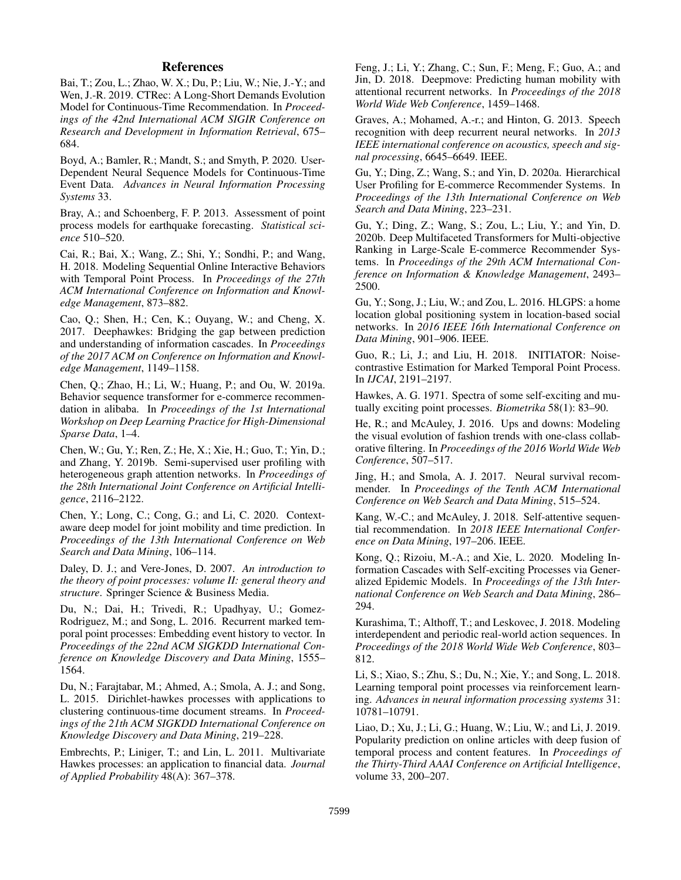## References

Bai, T.; Zou, L.; Zhao, W. X.; Du, P.; Liu, W.; Nie, J.-Y.; and Wen, J.-R. 2019. CTRec: A Long-Short Demands Evolution Model for Continuous-Time Recommendation. In *Proceedings of the 42nd International ACM SIGIR Conference on Research and Development in Information Retrieval*, 675–684.

Boyd, A.; Bamler, R.; Mandt, S.; and Smyth, P. 2020. User-Dependent Neural Sequence Models for Continuous-Time Event Data. *Advances in Neural Information Processing Systems* 33.

Bray, A.; and Schoenberg, F. P. 2013. Assessment of point process models for earthquake forecasting. *Statistical science* 510–520.

Cai, R.; Bai, X.; Wang, Z.; Shi, Y.; Sondhi, P.; and Wang, H. 2018. Modeling Sequential Online Interactive Behaviors with Temporal Point Process. In *Proceedings of the 27th ACM International Conference on Information and Knowledge Management*, 873–882.

Cao, Q.; Shen, H.; Cen, K.; Ouyang, W.; and Cheng, X. 2017. Deephawkes: Bridging the gap between prediction and understanding of information cascades. In *Proceedings of the 2017 ACM on Conference on Information and Knowledge Management*, 1149–1158.

Chen, Q.; Zhao, H.; Li, W.; Huang, P.; and Ou, W. 2019a. Behavior sequence transformer for e-commerce recommendation in alibaba. In *Proceedings of the 1st International Workshop on Deep Learning Practice for High-Dimensional Sparse Data*, 1–4.

Chen, W.; Gu, Y.; Ren, Z.; He, X.; Xie, H.; Guo, T.; Yin, D.; and Zhang, Y. 2019b. Semi-supervised user profiling with heterogeneous graph attention networks. In *Proceedings of the 28th International Joint Conference on Artificial Intelligence*, 2116–2122.

Chen, Y.; Long, C.; Cong, G.; and Li, C. 2020. Context-aware deep model for joint mobility and time prediction. In *Proceedings of the 13th International Conference on Web Search and Data Mining*, 106–114.

Daley, D. J.; and Vere-Jones, D. 2007. *An introduction to the theory of point processes: volume II: general theory and structure*. Springer Science & Business Media.

Du, N.; Dai, H.; Trivedi, R.; Upadhyay, U.; Gomez-Rodriguez, M.; and Song, L. 2016. Recurrent marked temporal point processes: Embedding event history to vector. In *Proceedings of the 22nd ACM SIGKDD International Conference on Knowledge Discovery and Data Mining*, 1555–1564.

Du, N.; Farajtabar, M.; Ahmed, A.; Smola, A. J.; and Song, L. 2015. Dirichlet-hawkes processes with applications to clustering continuous-time document streams. In *Proceedings of the 21th ACM SIGKDD International Conference on Knowledge Discovery and Data Mining*, 219–228.

Embrechts, P.; Liniger, T.; and Lin, L. 2011. Multivariate Hawkes processes: an application to financial data. *Journal of Applied Probability* 48(A): 367–378.

Feng, J.; Li, Y.; Zhang, C.; Sun, F.; Meng, F.; Guo, A.; and Jin, D. 2018. Deepmove: Predicting human mobility with attentional recurrent networks. In *Proceedings of the 2018 World Wide Web Conference*, 1459–1468.

Graves, A.; Mohamed, A.-r.; and Hinton, G. 2013. Speech recognition with deep recurrent neural networks. In *2013 IEEE international conference on acoustics, speech and signal processing*, 6645–6649. IEEE.

Gu, Y.; Ding, Z.; Wang, S.; and Yin, D. 2020a. Hierarchical User Profiling for E-commerce Recommender Systems. In *Proceedings of the 13th International Conference on Web Search and Data Mining*, 223–231.

Gu, Y.; Ding, Z.; Wang, S.; Zou, L.; Liu, Y.; and Yin, D. 2020b. Deep Multifaceted Transformers for Multi-objective Ranking in Large-Scale E-commerce Recommender Systems. In *Proceedings of the 29th ACM International Conference on Information & Knowledge Management*, 2493–2500.

Gu, Y.; Song, J.; Liu, W.; and Zou, L. 2016. HLGPS: a home location global positioning system in location-based social networks. In *2016 IEEE 16th International Conference on Data Mining*, 901–906. IEEE.

Guo, R.; Li, J.; and Liu, H. 2018. INITIATOR: Noise-contrastive Estimation for Marked Temporal Point Process. In *IJCAI*, 2191–2197.

Hawkes, A. G. 1971. Spectra of some self-exciting and mutually exciting point processes. *Biometrika* 58(1): 83–90.

He, R.; and McAuley, J. 2016. Ups and downs: Modeling the visual evolution of fashion trends with one-class collaborative filtering. In *Proceedings of the 2016 World Wide Web Conference*, 507–517.

Jing, H.; and Smola, A. J. 2017. Neural survival recommender. In *Proceedings of the Tenth ACM International Conference on Web Search and Data Mining*, 515–524.

Kang, W.-C.; and McAuley, J. 2018. Self-attentive sequential recommendation. In *2018 IEEE International Conference on Data Mining*, 197–206. IEEE.

Kong, Q.; Rizoiu, M.-A.; and Xie, L. 2020. Modeling Information Cascades with Self-exciting Processes via Generalized Epidemic Models. In *Proceedings of the 13th International Conference on Web Search and Data Mining*, 286–294.

Kurashima, T.; Althoff, T.; and Leskovec, J. 2018. Modeling interdependent and periodic real-world action sequences. In *Proceedings of the 2018 World Wide Web Conference*, 803–812.

Li, S.; Xiao, S.; Zhu, S.; Du, N.; Xie, Y.; and Song, L. 2018. Learning temporal point processes via reinforcement learning. *Advances in neural information processing systems* 31: 10781–10791.

Liao, D.; Xu, J.; Li, G.; Huang, W.; Liu, W.; and Li, J. 2019. Popularity prediction on online articles with deep fusion of temporal process and content features. In *Proceedings of the Thirty-Third AAAI Conference on Artificial Intelligence*, volume 33, 200–207.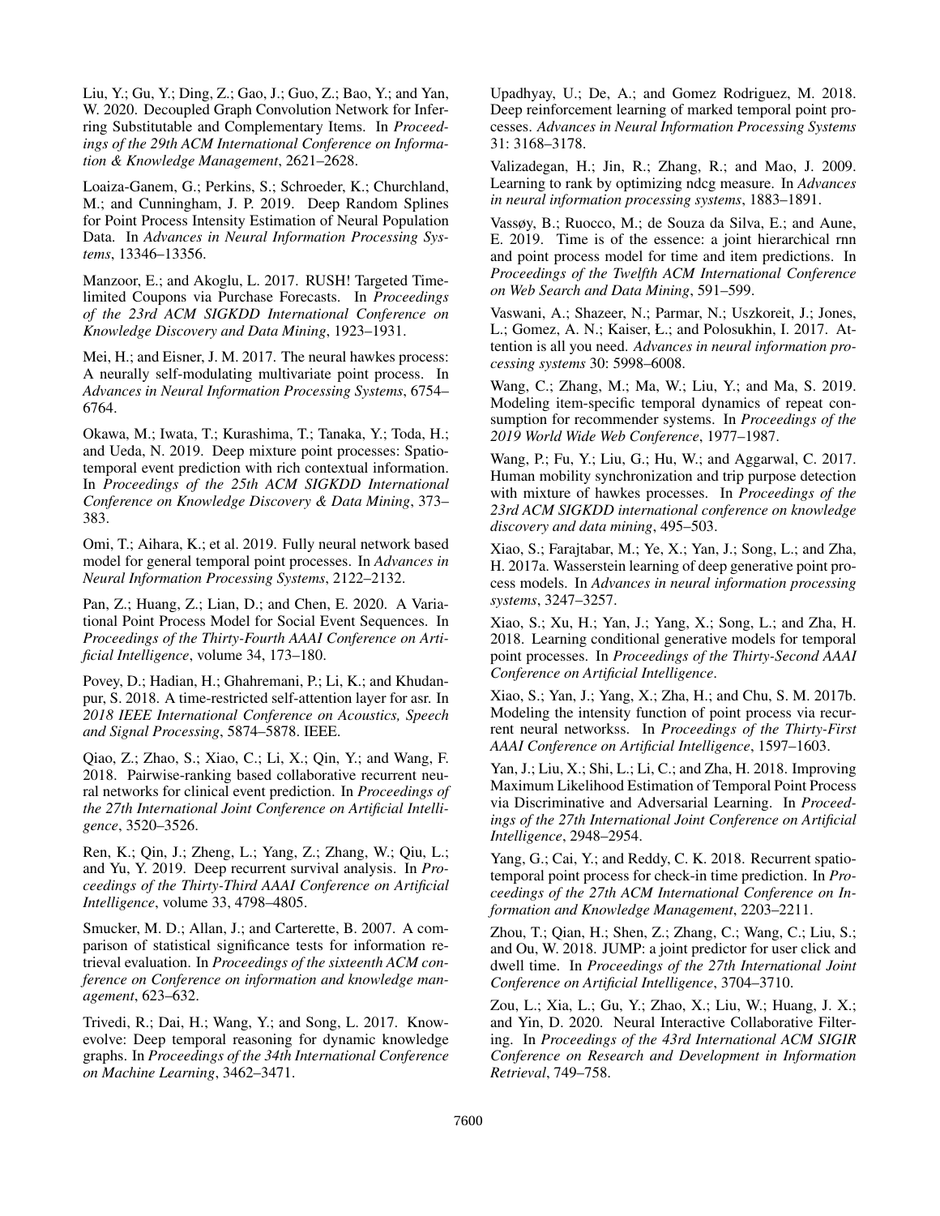Liu, Y.; Gu, Y.; Ding, Z.; Gao, J.; Guo, Z.; Bao, Y.; and Yan, W. 2020. Decoupled Graph Convolution Network for Inferring Substitutable and Complementary Items. In *Proceedings of the 29th ACM International Conference on Information & Knowledge Management*, 2621–2628.

Loaiza-Ganem, G.; Perkins, S.; Schroeder, K.; Churchland, M.; and Cunningham, J. P. 2019. Deep Random Splines for Point Process Intensity Estimation of Neural Population Data. In *Advances in Neural Information Processing Systems*, 13346–13356.

Manzoor, E.; and Akoglu, L. 2017. RUSH! Targeted Time-limited Coupons via Purchase Forecasts. In *Proceedings of the 23rd ACM SIGKDD International Conference on Knowledge Discovery and Data Mining*, 1923–1931.

Mei, H.; and Eisner, J. M. 2017. The neural hawkes process: A neurally self-modulating multivariate point process. In *Advances in Neural Information Processing Systems*, 6754–6764.

Okawa, M.; Iwata, T.; Kurashima, T.; Tanaka, Y.; Toda, H.; and Ueda, N. 2019. Deep mixture point processes: Spatio-temporal event prediction with rich contextual information. In *Proceedings of the 25th ACM SIGKDD International Conference on Knowledge Discovery & Data Mining*, 373–383.

Omi, T.; Aihara, K.; et al. 2019. Fully neural network based model for general temporal point processes. In *Advances in Neural Information Processing Systems*, 2122–2132.

Pan, Z.; Huang, Z.; Lian, D.; and Chen, E. 2020. A Variational Point Process Model for Social Event Sequences. In *Proceedings of the Thirty-Fourth AAAI Conference on Artificial Intelligence*, volume 34, 173–180.

Povey, D.; Hadian, H.; Ghahremani, P.; Li, K.; and Khudanpur, S. 2018. A time-restricted self-attention layer for asr. In *2018 IEEE International Conference on Acoustics, Speech and Signal Processing*, 5874–5878. IEEE.

Qiao, Z.; Zhao, S.; Xiao, C.; Li, X.; Qin, Y.; and Wang, F. 2018. Pairwise-ranking based collaborative recurrent neural networks for clinical event prediction. In *Proceedings of the 27th International Joint Conference on Artificial Intelligence*, 3520–3526.

Ren, K.; Qin, J.; Zheng, L.; Yang, Z.; Zhang, W.; Qiu, L.; and Yu, Y. 2019. Deep recurrent survival analysis. In *Proceedings of the Thirty-Third AAAI Conference on Artificial Intelligence*, volume 33, 4798–4805.

Smucker, M. D.; Allan, J.; and Carterette, B. 2007. A comparison of statistical significance tests for information retrieval evaluation. In *Proceedings of the sixteenth ACM conference on Conference on information and knowledge management*, 623–632.

Trivedi, R.; Dai, H.; Wang, Y.; and Song, L. 2017. Know-evolve: Deep temporal reasoning for dynamic knowledge graphs. In *Proceedings of the 34th International Conference on Machine Learning*, 3462–3471.

Upadhyay, U.; De, A.; and Gomez Rodriguez, M. 2018. Deep reinforcement learning of marked temporal point processes. *Advances in Neural Information Processing Systems* 31: 3168–3178.

Valizadegan, H.; Jin, R.; Zhang, R.; and Mao, J. 2009. Learning to rank by optimizing ndcg measure. In *Advances in neural information processing systems*, 1883–1891.

Vassøy, B.; Ruocco, M.; de Souza da Silva, E.; and Aune, E. 2019. Time is of the essence: a joint hierarchical rnn and point process model for time and item predictions. In *Proceedings of the Twelfth ACM International Conference on Web Search and Data Mining*, 591–599.

Vaswani, A.; Shazeer, N.; Parmar, N.; Uszkoreit, J.; Jones, L.; Gomez, A. N.; Kaiser, Ł.; and Polosukhin, I. 2017. Attention is all you need. *Advances in neural information processing systems* 30: 5998–6008.

Wang, C.; Zhang, M.; Ma, W.; Liu, Y.; and Ma, S. 2019. Modeling item-specific temporal dynamics of repeat consumption for recommender systems. In *Proceedings of the 2019 World Wide Web Conference*, 1977–1987.

Wang, P.; Fu, Y.; Liu, G.; Hu, W.; and Aggarwal, C. 2017. Human mobility synchronization and trip purpose detection with mixture of hawkes processes. In *Proceedings of the 23rd ACM SIGKDD international conference on knowledge discovery and data mining*, 495–503.

Xiao, S.; Farajtabar, M.; Ye, X.; Yan, J.; Song, L.; and Zha, H. 2017a. Wasserstein learning of deep generative point process models. In *Advances in neural information processing systems*, 3247–3257.

Xiao, S.; Xu, H.; Yan, J.; Yang, X.; Song, L.; and Zha, H. 2018. Learning conditional generative models for temporal point processes. In *Proceedings of the Thirty-Second AAAI Conference on Artificial Intelligence*.

Xiao, S.; Yan, J.; Yang, X.; Zha, H.; and Chu, S. M. 2017b. Modeling the intensity function of point process via recurrent neural networkss. In *Proceedings of the Thirty-First AAAI Conference on Artificial Intelligence*, 1597–1603.

Yan, J.; Liu, X.; Shi, L.; Li, C.; and Zha, H. 2018. Improving Maximum Likelihood Estimation of Temporal Point Process via Discriminative and Adversarial Learning. In *Proceedings of the 27th International Joint Conference on Artificial Intelligence*, 2948–2954.

Yang, G.; Cai, Y.; and Reddy, C. K. 2018. Recurrent spatio-temporal point process for check-in time prediction. In *Proceedings of the 27th ACM International Conference on Information and Knowledge Management*, 2203–2211.

Zhou, T.; Qian, H.; Shen, Z.; Zhang, C.; Wang, C.; Liu, S.; and Ou, W. 2018. JUMP: a joint predictor for user click and dwell time. In *Proceedings of the 27th International Joint Conference on Artificial Intelligence*, 3704–3710.

Zou, L.; Xia, L.; Gu, Y.; Zhao, X.; Liu, W.; Huang, J. X.; and Yin, D. 2020. Neural Interactive Collaborative Filtering. In *Proceedings of the 43rd International ACM SIGIR Conference on Research and Development in Information Retrieval*, 749–758.